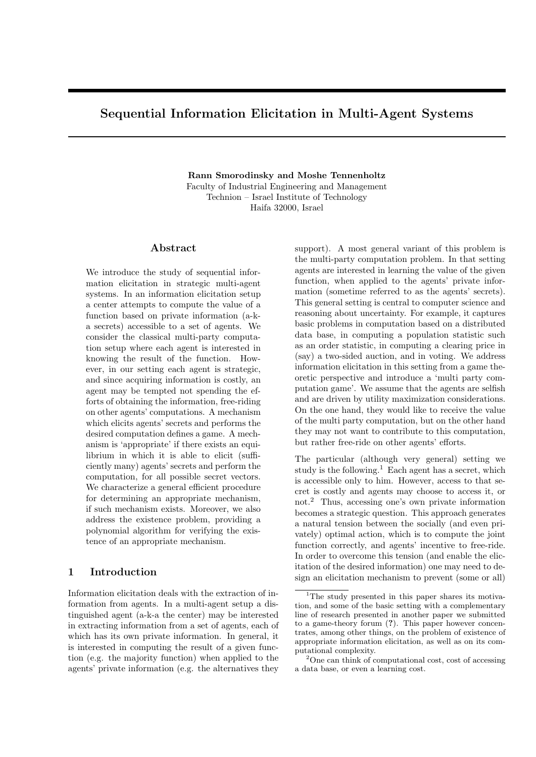# Sequential Information Elicitation in Multi-Agent Systems

**Rann Smorodinsky and Moshe Tennenholtz**
Faculty of Industrial Engineering and Management
Technion – Israel Institute of Technology
Haifa 32000, Israel

## Abstract

We introduce the study of sequential information elicitation in strategic multi-agent systems. In an information elicitation setup a center attempts to compute the value of a function based on private information (a-k-a secrets) accessible to a set of agents. We consider the classical multi-party computation setup where each agent is interested in knowing the result of the function. However, in our setting each agent is strategic, and since acquiring information is costly, an agent may be tempted not spending the efforts of obtaining the information, free-riding on other agents' computations. A mechanism which elicits agents' secrets and performs the desired computation defines a game. A mechanism is 'appropriate' if there exists an equilibrium in which it is able to elicit (sufficiently many) agents' secrets and perform the computation, for all possible secret vectors. We characterize a general efficient procedure for determining an appropriate mechanism, if such mechanism exists. Moreover, we also address the existence problem, providing a polynomial algorithm for verifying the existence of an appropriate mechanism.

## 1 Introduction

Information elicitation deals with the extraction of information from agents. In a multi-agent setup a distinguished agent (a-k-a the center) may be interested in extracting information from a set of agents, each of which has its own private information. In general, it is interested in computing the result of a given function (e.g. the majority function) when applied to the agents' private information (e.g. the alternatives they support). A most general variant of this problem is the multi-party computation problem. In that setting agents are interested in learning the value of the given function, when applied to the agents' private information (sometime referred to as the agents' secrets). This general setting is central to computer science and reasoning about uncertainty. For example, it captures basic problems in computation based on a distributed data base, in computing a population statistic such as an order statistic, in computing a clearing price in (say) a two-sided auction, and in voting. We address information elicitation in this setting from a game theoretic perspective and introduce a 'multi party computation game'. We assume that the agents are selfish and are driven by utility maximization considerations. On the one hand, they would like to receive the value of the multi party computation, but on the other hand they may not want to contribute to this computation, but rather free-ride on other agents' efforts.

The particular (although very general) setting we study is the following.[1] Each agent has a secret, which is accessible only to him. However, access to that secret is costly and agents may choose to access it, or not.[2] Thus, accessing one's own private information becomes a strategic question. This approach generates a natural tension between the socially (and even privately) optimal action, which is to compute the joint function correctly, and agents' incentive to free-ride. In order to overcome this tension (and enable the elicitation of the desired information) one may need to design an elicitation mechanism to prevent (some or all)

[1] The study presented in this paper shares its motivation, and some of the basic setting with a complementary line of research presented in another paper we submitted to a game-theory forum (?). This paper however concentrates, among other things, on the problem of existence of appropriate information elicitation, as well as on its computational complexity.

[2] One can think of computational cost, cost of accessing a data base, or even a learning cost.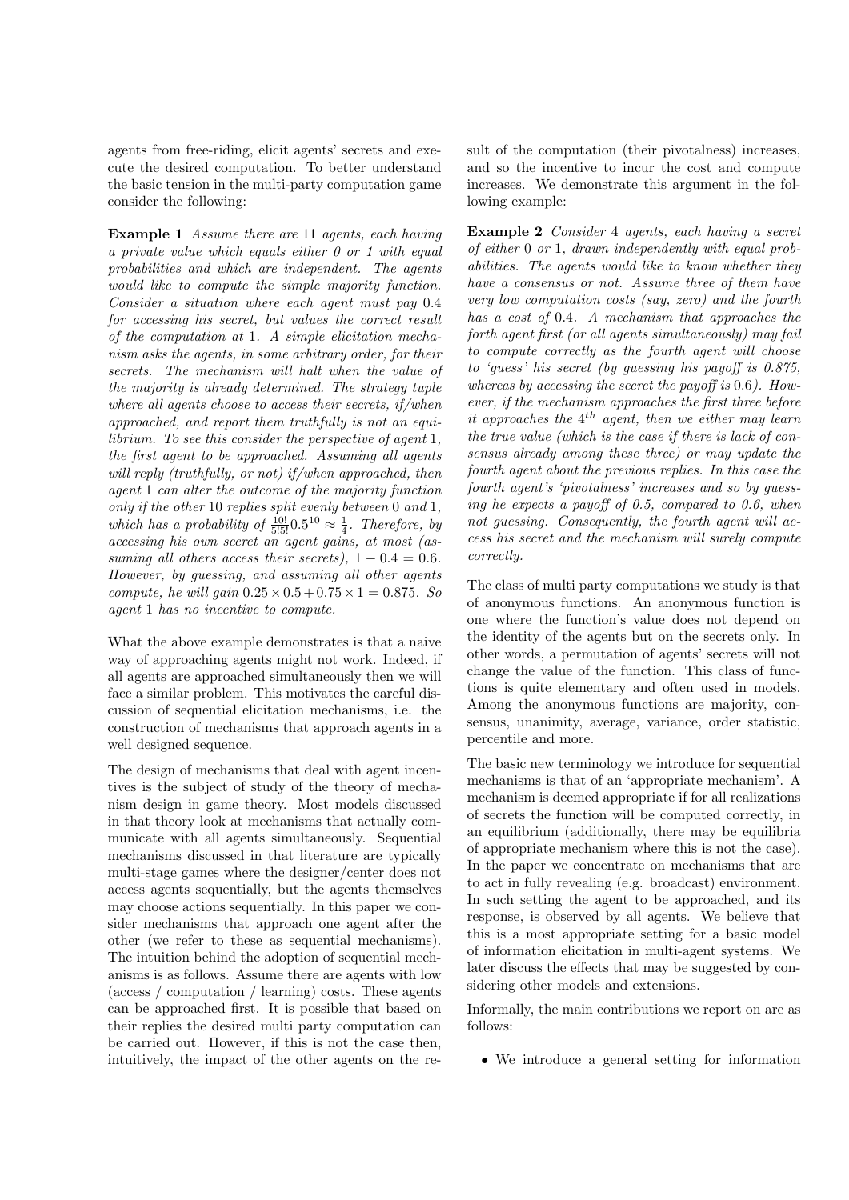agents from free-riding, elicit agents' secrets and execute the desired computation. To better understand the basic tension in the multi-party computation game consider the following:

**Example 1** *Assume there are* 11 *agents, each having a private value which equals either 0 or 1 with equal probabilities and which are independent. The agents would like to compute the simple majority function. Consider a situation where each agent must pay* 0.4 *for accessing his secret, but values the correct result of the computation at* 1*. A simple elicitation mechanism asks the agents, in some arbitrary order, for their secrets. The mechanism will halt when the value of the majority is already determined. The strategy tuple where all agents choose to access their secrets, if/when approached, and report them truthfully is not an equilibrium. To see this consider the perspective of agent* 1*, the first agent to be approached. Assuming all agents will reply (truthfully, or not) if/when approached, then agent* 1 *can alter the outcome of the majority function only if the other* 10 *replies split evenly between* 0 *and* 1*, which has a probability of* $\frac{10!}{5!5!}0.5^{10} \approx \frac{1}{4}$*. Therefore, by accessing his own secret an agent gains, at most (assuming all others access their secrets),* $1 - 0.4 = 0.6$*. However, by guessing, and assuming all other agents compute, he will gain* $0.25 \times 0.5 + 0.75 \times 1 = 0.875$*. So agent* 1 *has no incentive to compute.*

What the above example demonstrates is that a naive way of approaching agents might not work. Indeed, if all agents are approached simultaneously then we will face a similar problem. This motivates the careful discussion of sequential elicitation mechanisms, i.e. the construction of mechanisms that approach agents in a well designed sequence.

The design of mechanisms that deal with agent incentives is the subject of study of the theory of mechanism design in game theory. Most models discussed in that theory look at mechanisms that actually communicate with all agents simultaneously. Sequential mechanisms discussed in that literature are typically multi-stage games where the designer/center does not access agents sequentially, but the agents themselves may choose actions sequentially. In this paper we consider mechanisms that approach one agent after the other (we refer to these as sequential mechanisms). The intuition behind the adoption of sequential mechanisms is as follows. Assume there are agents with low (access / computation / learning) costs. These agents can be approached first. It is possible that based on their replies the desired multi party computation can be carried out. However, if this is not the case then, intuitively, the impact of the other agents on the result of the computation (their pivotalness) increases, and so the incentive to incur the cost and compute increases. We demonstrate this argument in the following example:

**Example 2** *Consider* 4 *agents, each having a secret of either* 0 *or* 1*, drawn independently with equal probabilities. The agents would like to know whether they have a consensus or not. Assume three of them have very low computation costs (say, zero) and the fourth has a cost of* 0.4*. A mechanism that approaches the forth agent first (or all agents simultaneously) may fail to compute correctly as the fourth agent will choose to 'guess' his secret (by guessing his payoff is 0.875, whereas by accessing the secret the payoff is* 0.6*). However, if the mechanism approaches the first three before it approaches the* $4^{th}$ *agent, then we either may learn the true value (which is the case if there is lack of consensus already among these three) or may update the fourth agent about the previous replies. In this case the fourth agent's 'pivotalness' increases and so by guessing he expects a payoff of 0.5, compared to 0.6, when not guessing. Consequently, the fourth agent will access his secret and the mechanism will surely compute correctly.*

The class of multi party computations we study is that of anonymous functions. An anonymous function is one where the function's value does not depend on the identity of the agents but on the secrets only. In other words, a permutation of agents' secrets will not change the value of the function. This class of functions is quite elementary and often used in models. Among the anonymous functions are majority, consensus, unanimity, average, variance, order statistic, percentile and more.

The basic new terminology we introduce for sequential mechanisms is that of an 'appropriate mechanism'. A mechanism is deemed appropriate if for all realizations of secrets the function will be computed correctly, in an equilibrium (additionally, there may be equilibria of appropriate mechanism where this is not the case). In the paper we concentrate on mechanisms that are to act in fully revealing (e.g. broadcast) environment. In such setting the agent to be approached, and its response, is observed by all agents. We believe that this is a most appropriate setting for a basic model of information elicitation in multi-agent systems. We later discuss the effects that may be suggested by considering other models and extensions.

Informally, the main contributions we report on are as follows:

- We introduce a general setting for information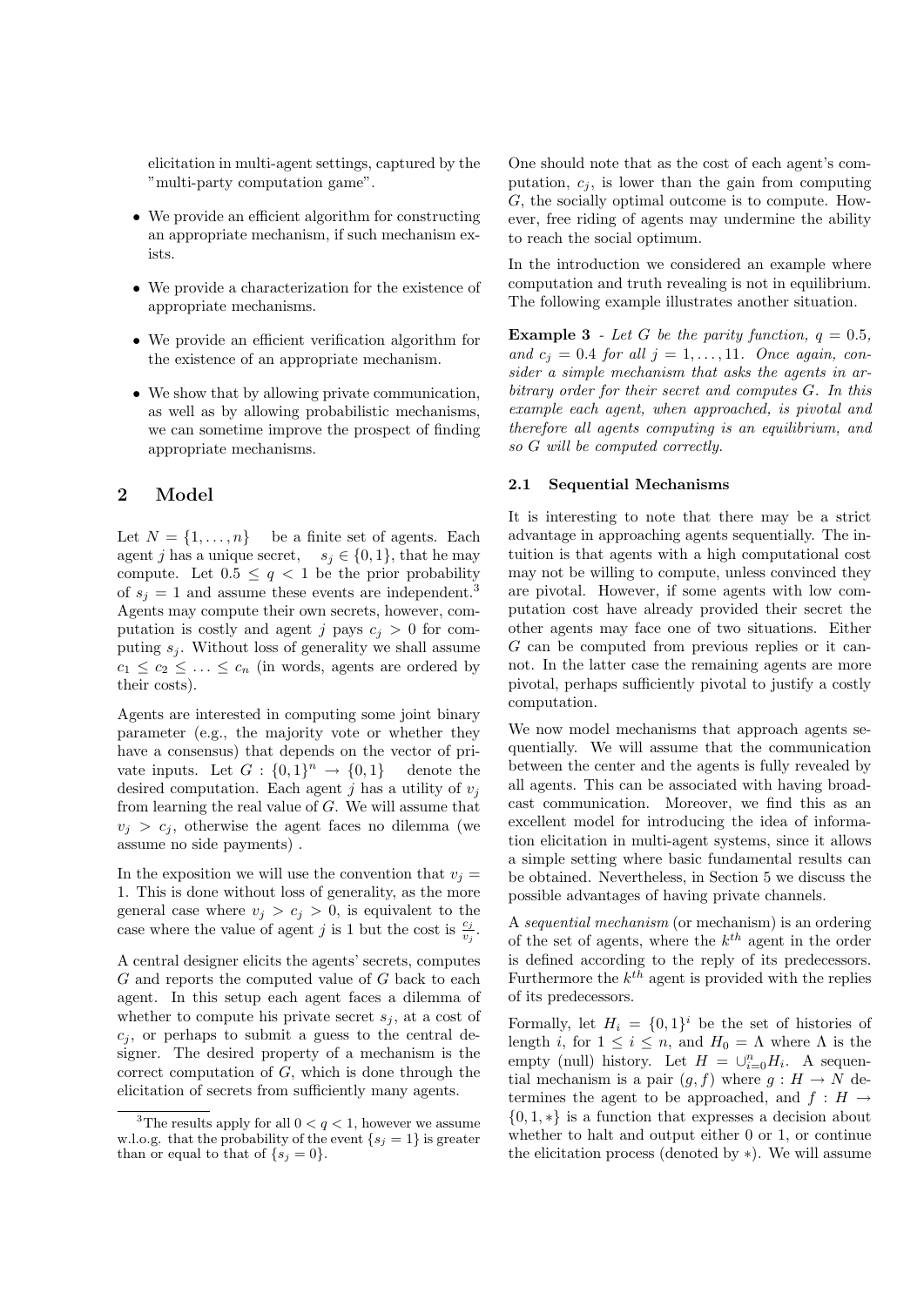elicitation in multi-agent settings, captured by the "multi-party computation game".

- We provide an efficient algorithm for constructing an appropriate mechanism, if such mechanism exists.
- We provide a characterization for the existence of appropriate mechanisms.
- We provide an efficient verification algorithm for the existence of an appropriate mechanism.
- We show that by allowing private communication, as well as by allowing probabilistic mechanisms, we can sometime improve the prospect of finding appropriate mechanisms.

## 2 Model

Let $N = \{1, \ldots, n\}$ be a finite set of agents. Each agent $j$ has a unique secret, $s_j \in \{0, 1\}$, that he may compute. Let $0.5 \leq q < 1$ be the prior probability of $s_j = 1$ and assume these events are independent.[3] Agents may compute their own secrets, however, computation is costly and agent $j$ pays $c_j > 0$ for computing $s_j$. Without loss of generality we shall assume $c_1 \leq c_2 \leq \ldots \leq c_n$ (in words, agents are ordered by their costs).

Agents are interested in computing some joint binary parameter (e.g., the majority vote or whether they have a consensus) that depends on the vector of private inputs. Let $G : \{0, 1\}^n \rightarrow \{0, 1\}$ denote the desired computation. Each agent $j$ has a utility of $v_j$ from learning the real value of $G$. We will assume that $v_j > c_j$, otherwise the agent faces no dilemma (we assume no side payments) .

In the exposition we will use the convention that $v_j = 1$. This is done without loss of generality, as the more general case where $v_j > c_j > 0$, is equivalent to the case where the value of agent $j$ is 1 but the cost is $\frac{c_j}{v_j}$.

A central designer elicits the agents' secrets, computes $G$ and reports the computed value of $G$ back to each agent. In this setup each agent faces a dilemma of whether to compute his private secret $s_j$, at a cost of $c_j$, or perhaps to submit a guess to the central designer. The desired property of a mechanism is the correct computation of $G$, which is done through the elicitation of secrets from sufficiently many agents.

[3] The results apply for all $0 < q < 1$, however we assume w.l.o.g. that the probability of the event $\{s_j = 1\}$ is greater than or equal to that of $\{s_j = 0\}$.

One should note that as the cost of each agent's computation, $c_j$, is lower than the gain from computing $G$, the socially optimal outcome is to compute. However, free riding of agents may undermine the ability to reach the social optimum.

In the introduction we considered an example where computation and truth revealing is not in equilibrium. The following example illustrates another situation.

**Example 3** - *Let $G$ be the parity function, $q = 0.5$, and $c_j = 0.4$ for all $j = 1, \ldots, 11$. Once again, consider a simple mechanism that asks the agents in arbitrary order for their secret and computes $G$. In this example each agent, when approached, is pivotal and therefore all agents computing is an equilibrium, and so $G$ will be computed correctly.*

### 2.1 Sequential Mechanisms

It is interesting to note that there may be a strict advantage in approaching agents sequentially. The intuition is that agents with a high computational cost may not be willing to compute, unless convinced they are pivotal. However, if some agents with low computation cost have already provided their secret the other agents may face one of two situations. Either $G$ can be computed from previous replies or it cannot. In the latter case the remaining agents are more pivotal, perhaps sufficiently pivotal to justify a costly computation.

We now model mechanisms that approach agents sequentially. We will assume that the communication between the center and the agents is fully revealed by all agents. This can be associated with having broadcast communication. Moreover, we find this as an excellent model for introducing the idea of information elicitation in multi-agent systems, since it allows a simple setting where basic fundamental results can be obtained. Nevertheless, in Section 5 we discuss the possible advantages of having private channels.

A *sequential mechanism* (or mechanism) is an ordering of the set of agents, where the $k^{th}$ agent in the order is defined according to the reply of its predecessors. Furthermore the $k^{th}$ agent is provided with the replies of its predecessors.

Formally, let $H_i = \{0, 1\}^i$ be the set of histories of length $i$, for $1 \leq i \leq n$, and $H_0 = \Lambda$ where $\Lambda$ is the empty (null) history. Let $H = \cup_{i=0}^{n} H_i$. A sequential mechanism is a pair $(g, f)$ where $g : H \rightarrow N$ determines the agent to be approached, and $f : H \rightarrow \{0, 1, *\}$ is a function that expresses a decision about whether to halt and output either 0 or 1, or continue the elicitation process (denoted by $*$). We will assume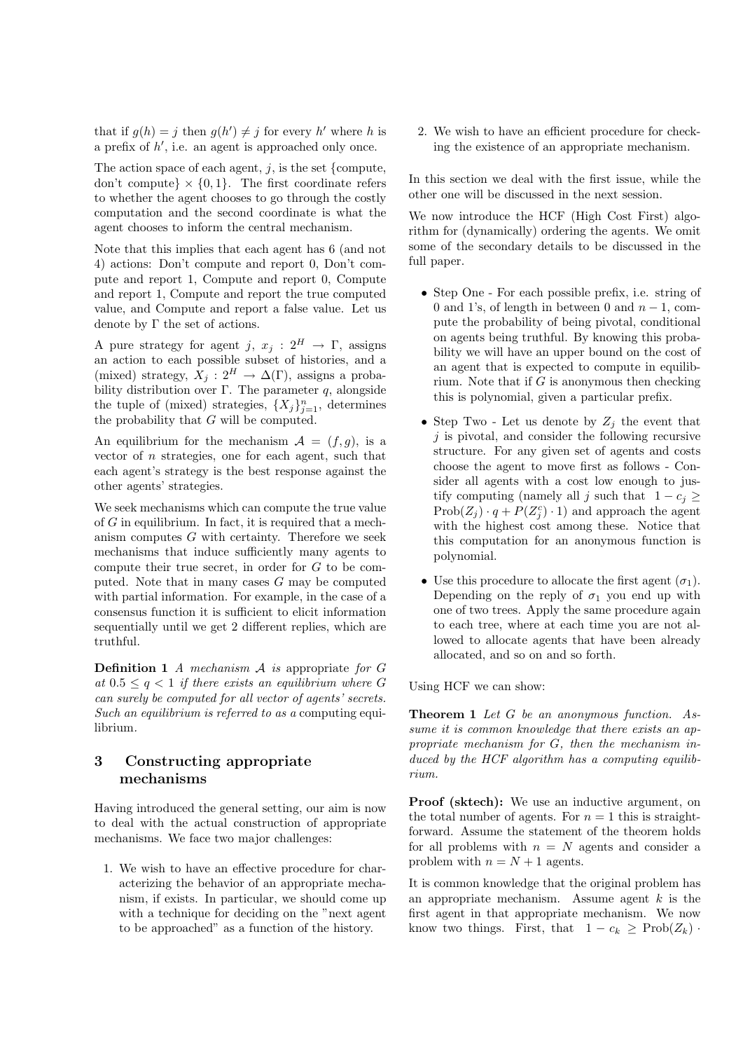that if $g(h) = j$ then $g(h') \neq j$ for every $h'$ where $h$ is a prefix of $h'$, i.e. an agent is approached only once.

The action space of each agent, $j$, is the set {compute, don't compute} $\times \{0, 1\}$. The first coordinate refers to whether the agent chooses to go through the costly computation and the second coordinate is what the agent chooses to inform the central mechanism.

Note that this implies that each agent has 6 (and not 4) actions: Don't compute and report 0, Don't compute and report 1, Compute and report 0, Compute and report 1, Compute and report the true computed value, and Compute and report a false value. Let us denote by $\Gamma$ the set of actions.

A pure strategy for agent $j$, $x_j : 2^H \rightarrow \Gamma$, assigns an action to each possible subset of histories, and a (mixed) strategy, $X_j : 2^H \rightarrow \Delta(\Gamma)$, assigns a probability distribution over $\Gamma$. The parameter $q$, alongside the tuple of (mixed) strategies, $\{X_j\}_{j=1}^n$, determines the probability that $G$ will be computed.

An equilibrium for the mechanism $\mathcal{A} = (f, g)$, is a vector of $n$ strategies, one for each agent, such that each agent's strategy is the best response against the other agents' strategies.

We seek mechanisms which can compute the true value of $G$ in equilibrium. In fact, it is required that a mechanism computes $G$ with certainty. Therefore we seek mechanisms that induce sufficiently many agents to compute their true secret, in order for $G$ to be computed. Note that in many cases $G$ may be computed with partial information. For example, in the case of a consensus function it is sufficient to elicit information sequentially until we get 2 different replies, which are truthful.

**Definition 1** *A mechanism $\mathcal{A}$ is* appropriate *for $G$ at $0.5 \leq q < 1$ if there exists an equilibrium where $G$ can surely be computed for all vector of agents' secrets. Such an equilibrium is referred to as a* computing equilibrium.

## 3 Constructing appropriate mechanisms

Having introduced the general setting, our aim is now to deal with the actual construction of appropriate mechanisms. We face two major challenges:

1. We wish to have an effective procedure for characterizing the behavior of an appropriate mechanism, if exists. In particular, we should come up with a technique for deciding on the "next agent to be approached" as a function of the history.
2. We wish to have an efficient procedure for checking the existence of an appropriate mechanism.

In this section we deal with the first issue, while the other one will be discussed in the next session.

We now introduce the HCF (High Cost First) algorithm for (dynamically) ordering the agents. We omit some of the secondary details to be discussed in the full paper.

- Step One - For each possible prefix, i.e. string of 0 and 1's, of length in between 0 and $n-1$, compute the probability of being pivotal, conditional on agents being truthful. By knowing this probability we will have an upper bound on the cost of an agent that is expected to compute in equilibrium. Note that if $G$ is anonymous then checking this is polynomial, given a particular prefix.
- Step Two - Let us denote by $Z_j$ the event that $j$ is pivotal, and consider the following recursive structure. For any given set of agents and costs choose the agent to move first as follows - Consider all agents with a cost low enough to justify computing (namely all $j$ such that $1 - c_j \geq \text{Prob}(Z_j) \cdot q + P(Z_j^c) \cdot 1$) and approach the agent with the highest cost among these. Notice that this computation for an anonymous function is polynomial.
- Use this procedure to allocate the first agent ($\sigma_1$). Depending on the reply of $\sigma_1$ you end up with one of two trees. Apply the same procedure again to each tree, where at each time you are not allowed to allocate agents that have been already allocated, and so on and so forth.

Using HCF we can show:

**Theorem 1** *Let $G$ be an anonymous function. Assume it is common knowledge that there exists an appropriate mechanism for $G$, then the mechanism induced by the HCF algorithm has a computing equilibrium.*

**Proof (sktech):** We use an inductive argument, on the total number of agents. For $n = 1$ this is straightforward. Assume the statement of the theorem holds for all problems with $n = N$ agents and consider a problem with $n = N + 1$ agents.

It is common knowledge that the original problem has an appropriate mechanism. Assume agent $k$ is the first agent in that appropriate mechanism. We now know two things. First, that $1 - c_k \geq \text{Prob}(Z_k) \cdot$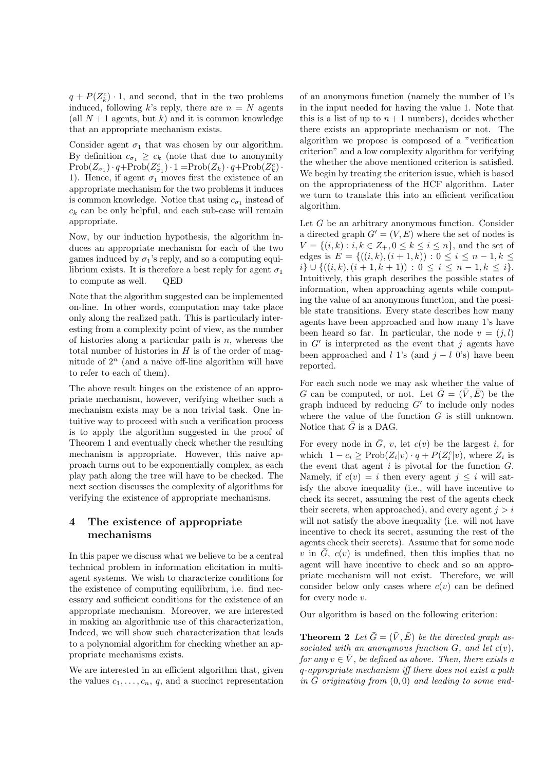$q + P(Z_k^c) \cdot 1$, and second, that in the two problems induced, following $k$'s reply, there are $n = N$ agents (all $N+1$ agents, but $k$) and it is common knowledge that an appropriate mechanism exists.

Consider agent $\sigma_1$ that was chosen by our algorithm. By definition $c_{\sigma_1} \geq c_k$ (note that due to anonymity $\text{Prob}(Z_{\sigma_1}) \cdot q + \text{Prob}(Z_{\sigma_1}^c) \cdot 1 = \text{Prob}(Z_k) \cdot q + \text{Prob}(Z_k^c) \cdot 1$). Hence, if agent $\sigma_1$ moves first the existence of an appropriate mechanism for the two problems it induces is common knowledge. Notice that using $c_{\sigma_1}$ instead of $c_k$ can be only helpful, and each sub-case will remain appropriate.

Now, by our induction hypothesis, the algorithm induces an appropriate mechanism for each of the two games induced by $\sigma_1$'s reply, and so a computing equilibrium exists. It is therefore a best reply for agent $\sigma_1$ to compute as well. QED

Note that the algorithm suggested can be implemented on-line. In other words, computation may take place only along the realized path. This is particularly interesting from a complexity point of view, as the number of histories along a particular path is $n$, whereas the total number of histories in $H$ is of the order of magnitude of $2^n$ (and a naive off-line algorithm will have to refer to each of them).

The above result hinges on the existence of an appropriate mechanism, however, verifying whether such a mechanism exists may be a non trivial task. One intuitive way to proceed with such a verification process is to apply the algorithm suggested in the proof of Theorem 1 and eventually check whether the resulting mechanism is appropriate. However, this naive approach turns out to be exponentially complex, as each play path along the tree will have to be checked. The next section discusses the complexity of algorithms for verifying the existence of appropriate mechanisms.

## 4 The existence of appropriate mechanisms

In this paper we discuss what we believe to be a central technical problem in information elicitation in multi-agent systems. We wish to characterize conditions for the existence of computing equilibrium, i.e. find necessary and sufficient conditions for the existence of an appropriate mechanism. Moreover, we are interested in making an algorithmic use of this characterization, Indeed, we will show such characterization that leads to a polynomial algorithm for checking whether an appropriate mechanisms exists.

We are interested in an efficient algorithm that, given the values $c_1, \ldots, c_n$, $q$, and a succinct representation of an anonymous function (namely the number of 1's in the input needed for having the value 1. Note that this is a list of up to $n+1$ numbers), decides whether there exists an appropriate mechanism or not. The algorithm we propose is composed of a "verification criterion" and a low complexity algorithm for verifying the whether the above mentioned criterion is satisfied. We begin by treating the criterion issue, which is based on the appropriateness of the HCF algorithm. Later we turn to translate this into an efficient verification algorithm.

Let $G$ be an arbitrary anonymous function. Consider a directed graph $G' = (V, E)$ where the set of nodes is $V = \{(i,k) : i,k \in Z_+, 0 \leq k \leq i \leq n\}$, and the set of edges is $E = \{((i,k),(i+1,k)) : 0 \leq i \leq n-1, k \leq i\} \cup \{((i,k),(i+1,k+1)) : 0 \leq i \leq n-1, k \leq i\}$. Intuitively, this graph describes the possible states of information, when approaching agents while computing the value of an anonymous function, and the possible state transitions. Every state describes how many agents have been approached and how many 1's have been heard so far. In particular, the node $v = (j,l)$ in $G'$ is interpreted as the event that $j$ agents have been approached and $l$ 1's (and $j-l$ 0's) have been reported.

For each such node we may ask whether the value of $G$ can be computed, or not. Let $\bar{G} = (\bar{V}, \bar{E})$ be the graph induced by reducing $G'$ to include only nodes where the value of the function $G$ is still unknown. Notice that $\bar{G}$ is a DAG.

For every node in $\bar{G}$, $v$, let $c(v)$ be the largest $i$, for which $1 - c_i \geq \text{Prob}(Z_i|v) \cdot q + P(Z_i^c|v)$, where $Z_i$ is the event that agent $i$ is pivotal for the function $G$. Namely, if $c(v) = i$ then every agent $j \leq i$ will satisfy the above inequality (i.e., will have incentive to check its secret, assuming the rest of the agents check their secrets, when approached), and every agent $j > i$ will not satisfy the above inequality (i.e. will not have incentive to check its secret, assuming the rest of the agents check their secrets). Assume that for some node $v$ in $\bar{G}$, $c(v)$ is undefined, then this implies that no agent will have incentive to check and so an appropriate mechanism will not exist. Therefore, we will consider below only cases where $c(v)$ can be defined for every node $v$.

Our algorithm is based on the following criterion:

**Theorem 2** *Let $\bar{G} = (\bar{V}, \bar{E})$ be the directed graph associated with an anonymous function $G$, and let $c(v)$, for any $v \in \bar{V}$, be defined as above. Then, there exists a $q$-appropriate mechanism iff there does not exist a path in $\bar{G}$ originating from $(0,0)$ and leading to some end-*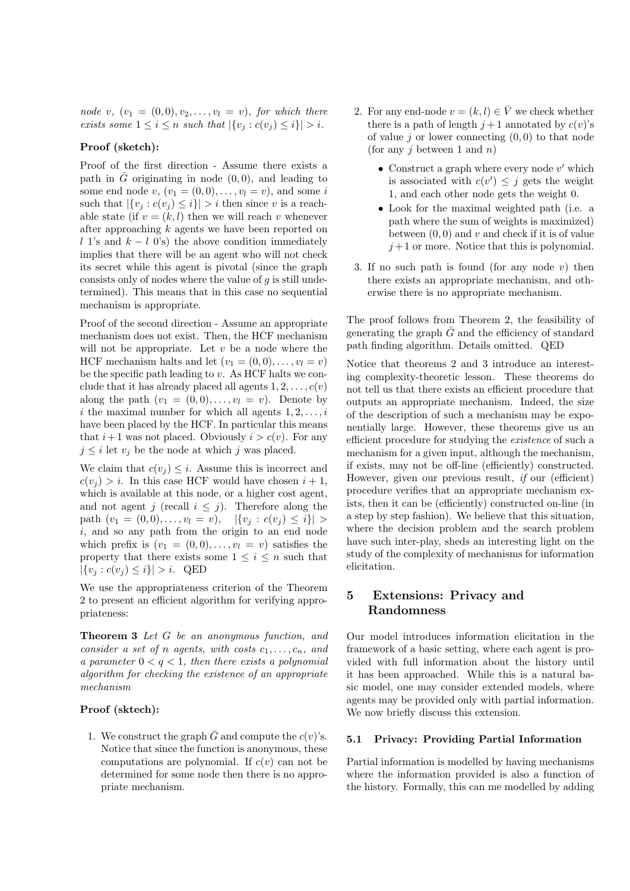*node $v$, $(v_1 = (0,0), v_2, \ldots, v_l = v)$, for which there exists some $1 \leq i \leq n$ such that $|\{v_j : c(v_j) \leq i\}| > i$.*

**Proof (sketch):**

Proof of the first direction - Assume there exists a path in $\bar{G}$ originating in node $(0,0)$, and leading to some end node $v$, $(v_1 = (0,0), \ldots, v_l = v)$, and some $i$ such that $|\{v_j : c(v_j) \leq i\}| > i$ then since $v$ is a reachable state (if $v = (k,l)$ then we will reach $v$ whenever after approaching $k$ agents we have been reported on $l$ 1's and $k-l$ 0's) the above condition immediately implies that there will be an agent who will not check its secret while this agent is pivotal (since the graph consists only of nodes where the value of $g$ is still undetermined). This means that in this case no sequential mechanism is appropriate.

Proof of the second direction - Assume an appropriate mechanism does not exist. Then, the HCF mechanism will not be appropriate. Let $v$ be a node where the HCF mechanism halts and let $(v_1 = (0,0), \ldots, v_l = v)$ be the specific path leading to $v$. As HCF halts we conclude that it has already placed all agents $1, 2, \ldots, c(v)$ along the path $(v_1 = (0,0), \ldots, v_l = v)$. Denote by $i$ the maximal number for which all agents $1, 2, \ldots, i$ have been placed by the HCF. In particular this means that $i+1$ was not placed. Obviously $i > c(v)$. For any $j \leq i$ let $v_j$ be the node at which $j$ was placed.

We claim that $c(v_j) \leq i$. Assume this is incorrect and $c(v_j) > i$. In this case HCF would have chosen $i+1$, which is available at this node, or a higher cost agent, and not agent $j$ (recall $i \leq j$). Therefore along the path $(v_1 = (0,0), \ldots, v_l = v)$, $|\{v_j : c(v_j) \leq i\}| > i$, and so any path from the origin to an end node which prefix is $(v_1 = (0,0), \ldots, v_l = v)$ satisfies the property that there exists some $1 \leq i \leq n$ such that $|\{v_j : c(v_j) \leq i\}| > i$. QED

We use the appropriateness criterion of the Theorem 2 to present an efficient algorithm for verifying appropriateness:

**Theorem 3** *Let $G$ be an anonymous function, and consider a set of $n$ agents, with costs $c_1, \ldots, c_n$, and a parameter $0 < q < 1$, then there exists a polynomial algorithm for checking the existence of an appropriate mechanism*

**Proof (sktech):**

1. We construct the graph $\bar{G}$ and compute the $c(v)$'s. Notice that since the function is anonymous, these computations are polynomial. If $c(v)$ can not be determined for some node then there is no appropriate mechanism.
2. For any end-node $v = (k,l) \in \bar{V}$ we check whether there is a path of length $j+1$ annotated by $c(v)$'s of value $j$ or lower connecting $(0,0)$ to that node (for any $j$ between 1 and $n$)
   - Construct a graph where every node $v'$ which is associated with $c(v') \leq j$ gets the weight 1, and each other node gets the weight 0.
   - Look for the maximal weighted path (i.e. a path where the sum of weights is maximized) between $(0,0)$ and $v$ and check if it is of value $j+1$ or more. Notice that this is polynomial.
3. If no such path is found (for any node $v$) then there exists an appropriate mechanism, and otherwise there is no appropriate mechanism.

The proof follows from Theorem 2, the feasibility of generating the graph $\bar{G}$ and the efficiency of standard path finding algorithm. Details omitted. QED

Notice that theorems 2 and 3 introduce an interesting complexity-theoretic lesson. These theorems do not tell us that there exists an efficient procedure that outputs an appropriate mechanism. Indeed, the size of the description of such a mechanism may be exponentially large. However, these theorems give us an efficient procedure for studying the *existence* of such a mechanism for a given input, although the mechanism, if exists, may not be off-line (efficiently) constructed. However, given our previous result, *if* our (efficient) procedure verifies that an appropriate mechanism exists, then it can be (efficiently) constructed on-line (in a step by step fashion). We believe that this situation, where the decision problem and the search problem have such inter-play, sheds an interesting light on the study of the complexity of mechanisms for information elicitation.

## 5 Extensions: Privacy and Randomness

Our model introduces information elicitation in the framework of a basic setting, where each agent is provided with full information about the history until it has been approached. While this is a natural basic model, one may consider extended models, where agents may be provided only with partial information. We now briefly discuss this extension.

### 5.1 Privacy: Providing Partial Information

Partial information is modelled by having mechanisms where the information provided is also a function of the history. Formally, this can me modelled by adding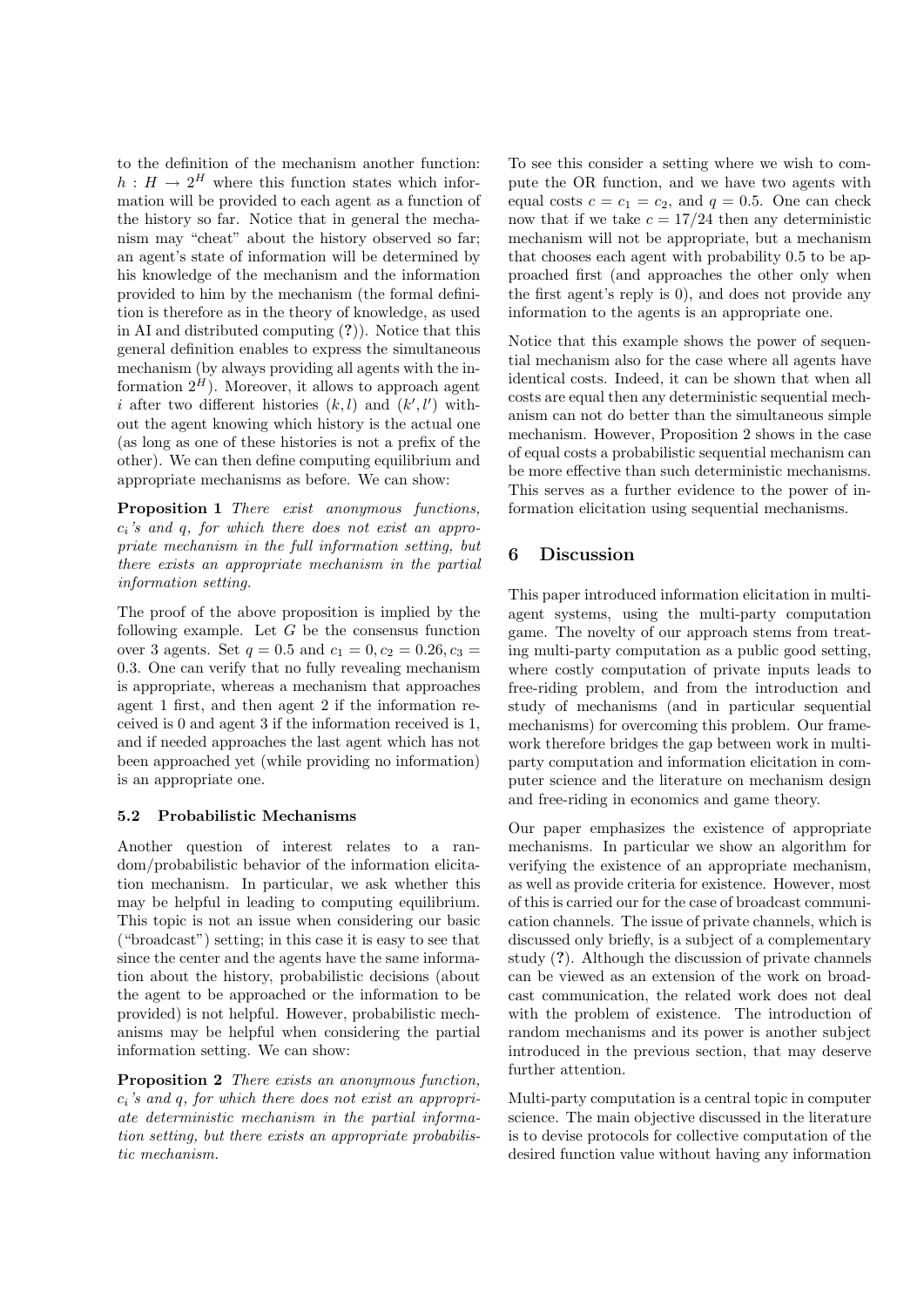to the definition of the mechanism another function: $h : H \rightarrow 2^H$ where this function states which information will be provided to each agent as a function of the history so far. Notice that in general the mechanism may "cheat" about the history observed so far; an agent's state of information will be determined by his knowledge of the mechanism and the information provided to him by the mechanism (the formal definition is therefore as in the theory of knowledge, as used in AI and distributed computing (?)). Notice that this general definition enables to express the simultaneous mechanism (by always providing all agents with the information $2^H$). Moreover, it allows to approach agent $i$ after two different histories $(k, l)$ and $(k', l')$ without the agent knowing which history is the actual one (as long as one of these histories is not a prefix of the other). We can then define computing equilibrium and appropriate mechanisms as before. We can show:

**Proposition 1** *There exist anonymous functions, $c_i$'s and $q$, for which there does not exist an appropriate mechanism in the full information setting, but there exists an appropriate mechanism in the partial information setting.*

The proof of the above proposition is implied by the following example. Let $G$ be the consensus function over 3 agents. Set $q = 0.5$ and $c_1 = 0, c_2 = 0.26, c_3 = 0.3$. One can verify that no fully revealing mechanism is appropriate, whereas a mechanism that approaches agent 1 first, and then agent 2 if the information received is 0 and agent 3 if the information received is 1, and if needed approaches the last agent which has not been approached yet (while providing no information) is an appropriate one.

### 5.2 Probabilistic Mechanisms

Another question of interest relates to a random/probabilistic behavior of the information elicitation mechanism. In particular, we ask whether this may be helpful in leading to computing equilibrium. This topic is not an issue when considering our basic ("broadcast") setting; in this case it is easy to see that since the center and the agents have the same information about the history, probabilistic decisions (about the agent to be approached or the information to be provided) is not helpful. However, probabilistic mechanisms may be helpful when considering the partial information setting. We can show:

**Proposition 2** *There exists an anonymous function, $c_i$'s and $q$, for which there does not exist an appropriate deterministic mechanism in the partial information setting, but there exists an appropriate probabilistic mechanism.*

To see this consider a setting where we wish to compute the OR function, and we have two agents with equal costs $c = c_1 = c_2$, and $q = 0.5$. One can check now that if we take $c = 17/24$ then any deterministic mechanism will not be appropriate, but a mechanism that chooses each agent with probability 0.5 to be approached first (and approaches the other only when the first agent's reply is 0), and does not provide any information to the agents is an appropriate one.

Notice that this example shows the power of sequential mechanism also for the case where all agents have identical costs. Indeed, it can be shown that when all costs are equal then any deterministic sequential mechanism can not do better than the simultaneous simple mechanism. However, Proposition 2 shows in the case of equal costs a probabilistic sequential mechanism can be more effective than such deterministic mechanisms. This serves as a further evidence to the power of information elicitation using sequential mechanisms.

## 6 Discussion

This paper introduced information elicitation in multi-agent systems, using the multi-party computation game. The novelty of our approach stems from treating multi-party computation as a public good setting, where costly computation of private inputs leads to free-riding problem, and from the introduction and study of mechanisms (and in particular sequential mechanisms) for overcoming this problem. Our framework therefore bridges the gap between work in multi-party computation and information elicitation in computer science and the literature on mechanism design and free-riding in economics and game theory.

Our paper emphasizes the existence of appropriate mechanisms. In particular we show an algorithm for verifying the existence of an appropriate mechanism, as well as provide criteria for existence. However, most of this is carried our for the case of broadcast communication channels. The issue of private channels, which is discussed only briefly, is a subject of a complementary study (?). Although the discussion of private channels can be viewed as an extension of the work on broadcast communication, the related work does not deal with the problem of existence. The introduction of random mechanisms and its power is another subject introduced in the previous section, that may deserve further attention.

Multi-party computation is a central topic in computer science. The main objective discussed in the literature is to devise protocols for collective computation of the desired function value without having any information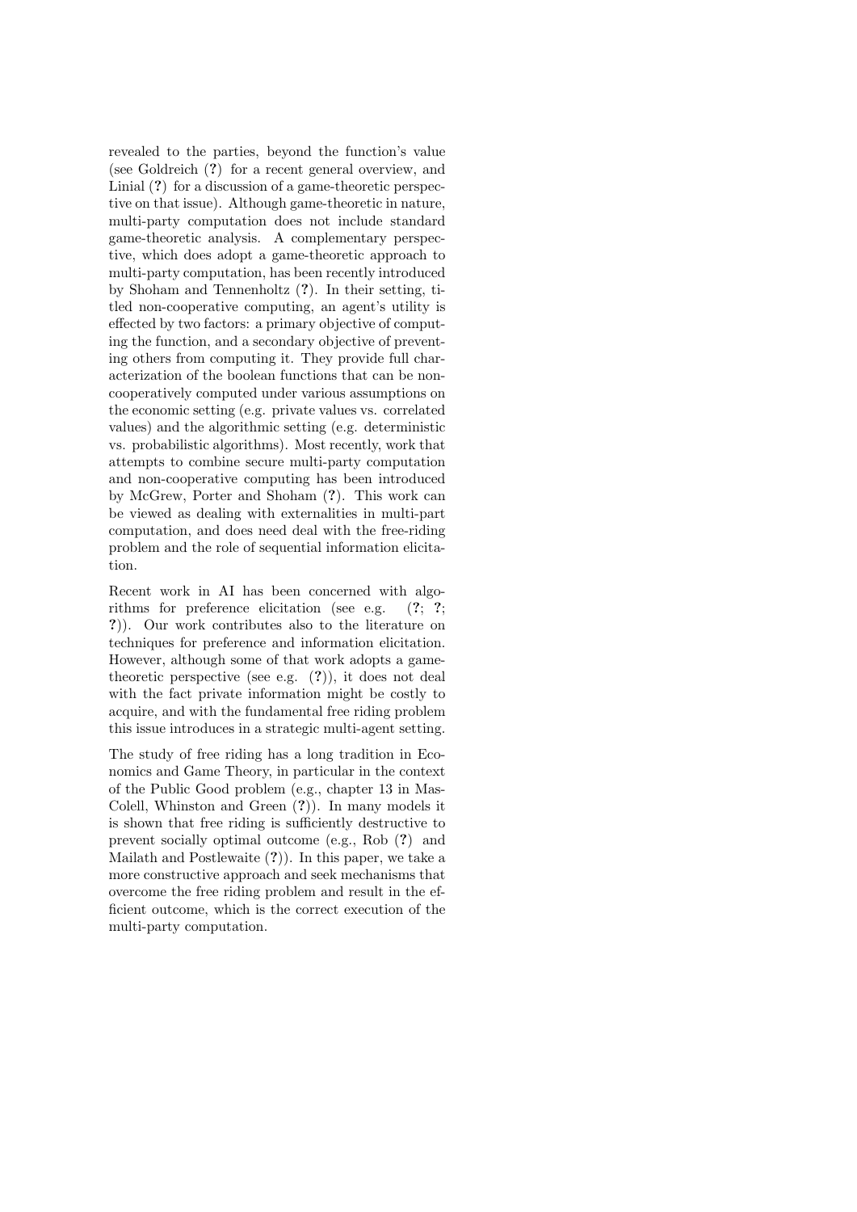revealed to the parties, beyond the function's value (see Goldreich (?) for a recent general overview, and Linial (?) for a discussion of a game-theoretic perspective on that issue). Although game-theoretic in nature, multi-party computation does not include standard game-theoretic analysis. A complementary perspective, which does adopt a game-theoretic approach to multi-party computation, has been recently introduced by Shoham and Tennenholtz (?). In their setting, titled non-cooperative computing, an agent's utility is effected by two factors: a primary objective of computing the function, and a secondary objective of preventing others from computing it. They provide full characterization of the boolean functions that can be non-cooperatively computed under various assumptions on the economic setting (e.g. private values vs. correlated values) and the algorithmic setting (e.g. deterministic vs. probabilistic algorithms). Most recently, work that attempts to combine secure multi-party computation and non-cooperative computing has been introduced by McGrew, Porter and Shoham (?). This work can be viewed as dealing with externalities in multi-part computation, and does need deal with the free-riding problem and the role of sequential information elicitation.

Recent work in AI has been concerned with algorithms for preference elicitation (see e.g. (?; ?; ?)). Our work contributes also to the literature on techniques for preference and information elicitation. However, although some of that work adopts a game-theoretic perspective (see e.g. (?)), it does not deal with the fact private information might be costly to acquire, and with the fundamental free riding problem this issue introduces in a strategic multi-agent setting.

The study of free riding has a long tradition in Economics and Game Theory, in particular in the context of the Public Good problem (e.g., chapter 13 in Mas-Colell, Whinston and Green (?)). In many models it is shown that free riding is sufficiently destructive to prevent socially optimal outcome (e.g., Rob (?) and Mailath and Postlewaite (?)). In this paper, we take a more constructive approach and seek mechanisms that overcome the free riding problem and result in the efficient outcome, which is the correct execution of the multi-party computation.